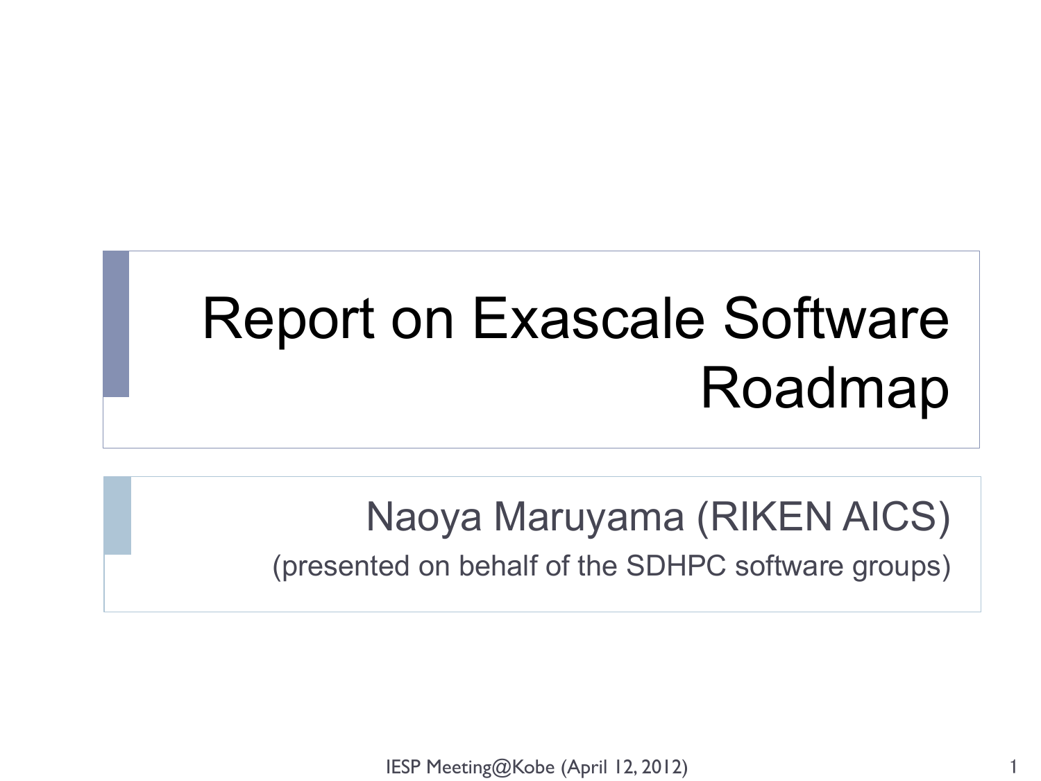# Report on Exascale Software Roadmap

Naoya Maruyama (RIKEN AICS)

(presented on behalf of the SDHPC software groups)

IESP Meeting@Kobe (April 12, 2012)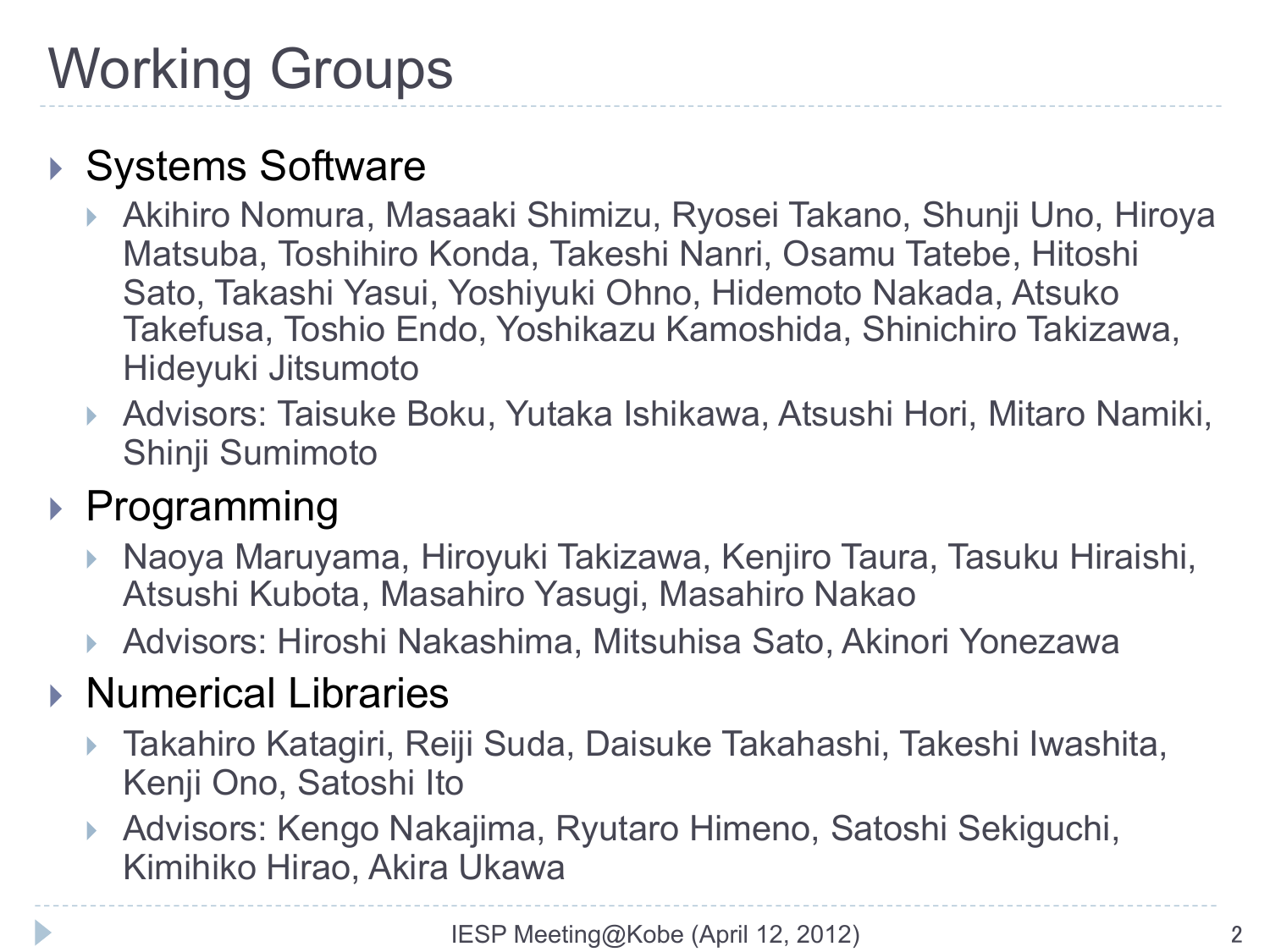# Working Groups

- Systems Software
  - Akihiro Nomura, Masaaki Shimizu, Ryosei Takano, Shunji Uno, Hiroya Matsuba, Toshihiro Konda, Takeshi Nanri, Osamu Tatebe, Hitoshi Sato, Takashi Yasui, Yoshiyuki Ohno, Hidemoto Nakada, Atsuko Takefusa, Toshio Endo, Yoshikazu Kamoshida, Shinichiro Takizawa, Hideyuki Jitsumoto
  - Advisors: Taisuke Boku, Yutaka Ishikawa, Atsushi Hori, Mitaro Namiki, Shinji Sumimoto
- Programming
  - Naoya Maruyama, Hiroyuki Takizawa, Kenjiro Taura, Tasuku Hiraishi, Atsushi Kubota, Masahiro Yasugi, Masahiro Nakao
  - Advisors: Hiroshi Nakashima, Mitsuhisa Sato, Akinori Yonezawa
- Numerical Libraries
  - Takahiro Katagiri, Reiji Suda, Daisuke Takahashi, Takeshi Iwashita, Kenji Ono, Satoshi Ito
  - Advisors: Kengo Nakajima, Ryutaro Himeno, Satoshi Sekiguchi, Kimihiko Hirao, Akira Ukawa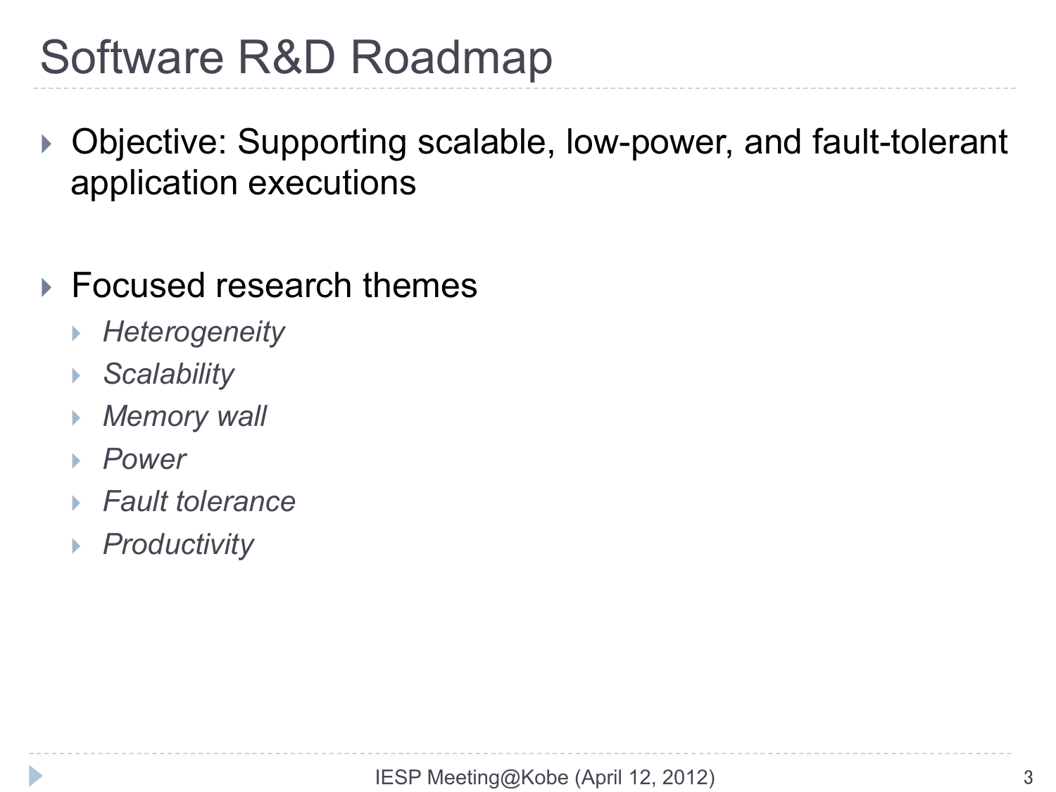# Software R&D Roadmap

- Objective: Supporting scalable, low-power, and fault-tolerant application executions

- Focused research themes
  - *Heterogeneity*
  - *Scalability*
  - *Memory wall*
  - *Power*
  - *Fault tolerance*
  - *Productivity*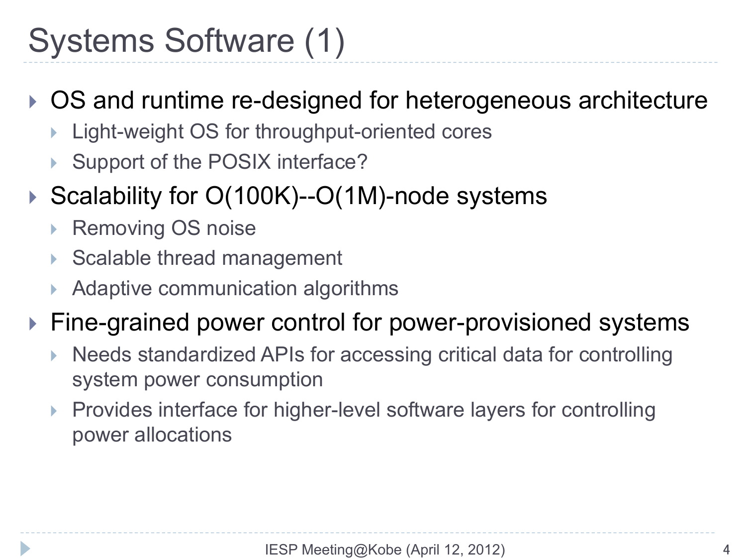# Systems Software (1)

- OS and runtime re-designed for heterogeneous architecture
  - Light-weight OS for throughput-oriented cores
  - Support of the POSIX interface?
- Scalability for O(100K)--O(1M)-node systems
  - Removing OS noise
  - Scalable thread management
  - Adaptive communication algorithms
- Fine-grained power control for power-provisioned systems
  - Needs standardized APIs for accessing critical data for controlling system power consumption
  - Provides interface for higher-level software layers for controlling power allocations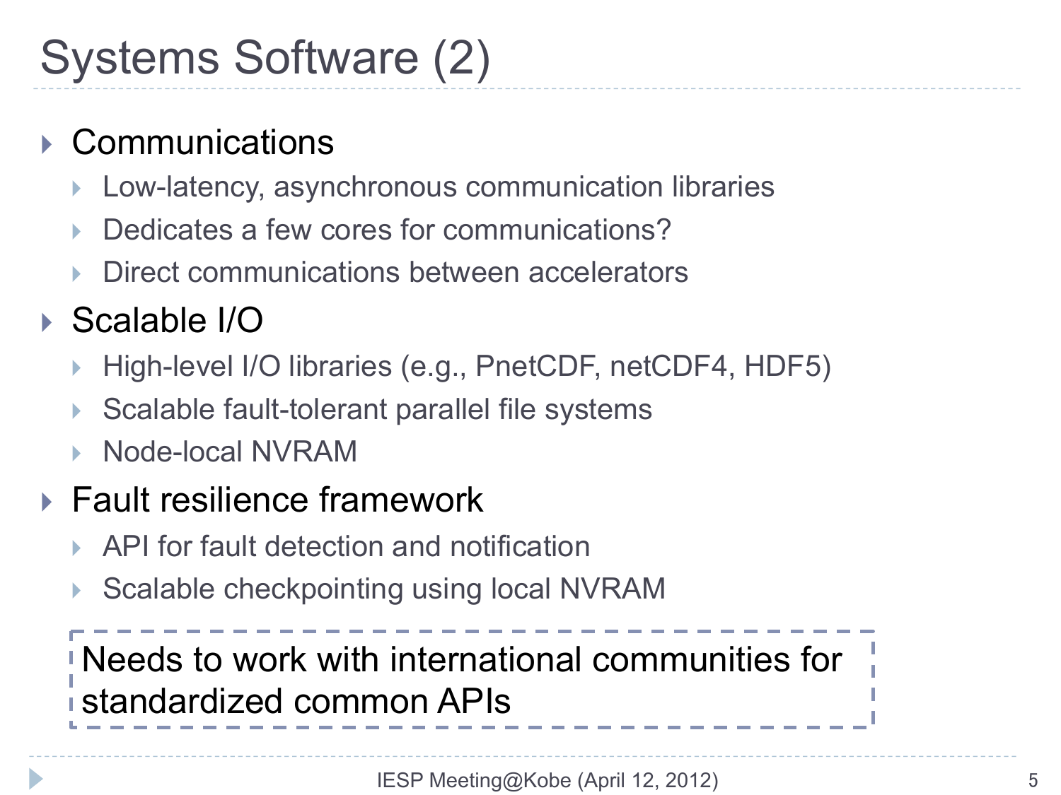# Systems Software (2)

- Communications
  - Low-latency, asynchronous communication libraries
  - Dedicates a few cores for communications?
  - Direct communications between accelerators
- Scalable I/O
  - High-level I/O libraries (e.g., PnetCDF, netCDF4, HDF5)
  - Scalable fault-tolerant parallel file systems
  - Node-local NVRAM
- Fault resilience framework
  - API for fault detection and notification
  - Scalable checkpointing using local NVRAM

Needs to work with international communities for standardized common APIs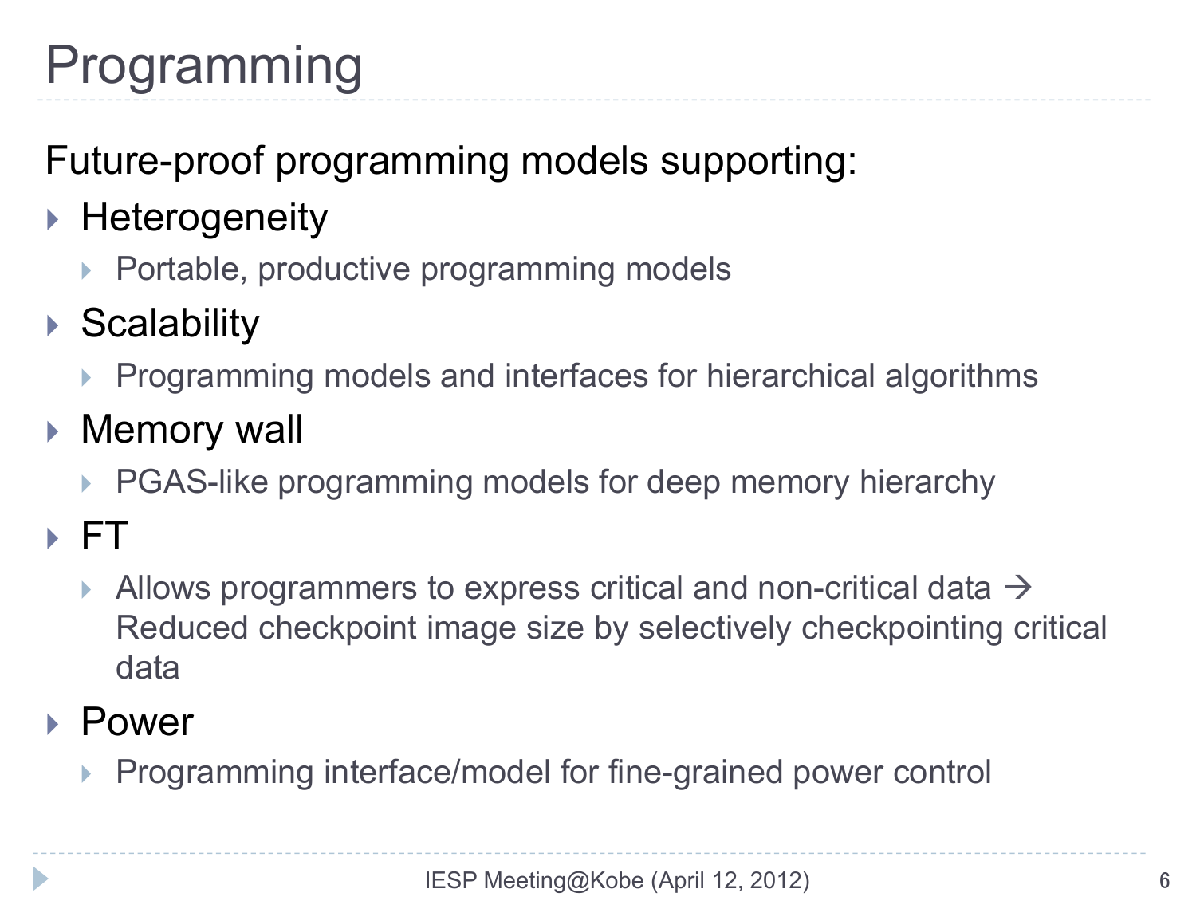# Programming

Future-proof programming models supporting:

- Heterogeneity
  - Portable, productive programming models
- Scalability
  - Programming models and interfaces for hierarchical algorithms
- Memory wall
  - PGAS-like programming models for deep memory hierarchy
- FT
  - Allows programmers to express critical and non-critical data → Reduced checkpoint image size by selectively checkpointing critical data
- Power
  - Programming interface/model for fine-grained power control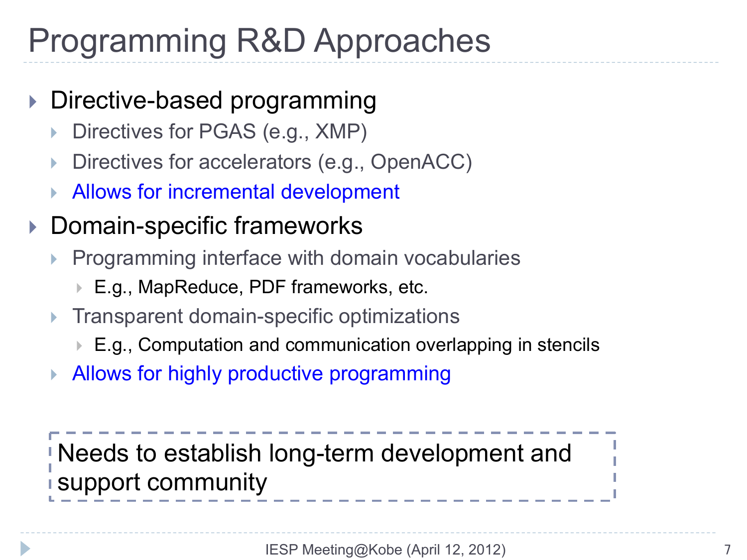# Programming R&D Approaches

- Directive-based programming
  - Directives for PGAS (e.g., XMP)
  - Directives for accelerators (e.g., OpenACC)
  - Allows for incremental development
- Domain-specific frameworks
  - Programming interface with domain vocabularies
    - E.g., MapReduce, PDF frameworks, etc.
  - Transparent domain-specific optimizations
    - E.g., Computation and communication overlapping in stencils
  - Allows for highly productive programming

Needs to establish long-term development and support community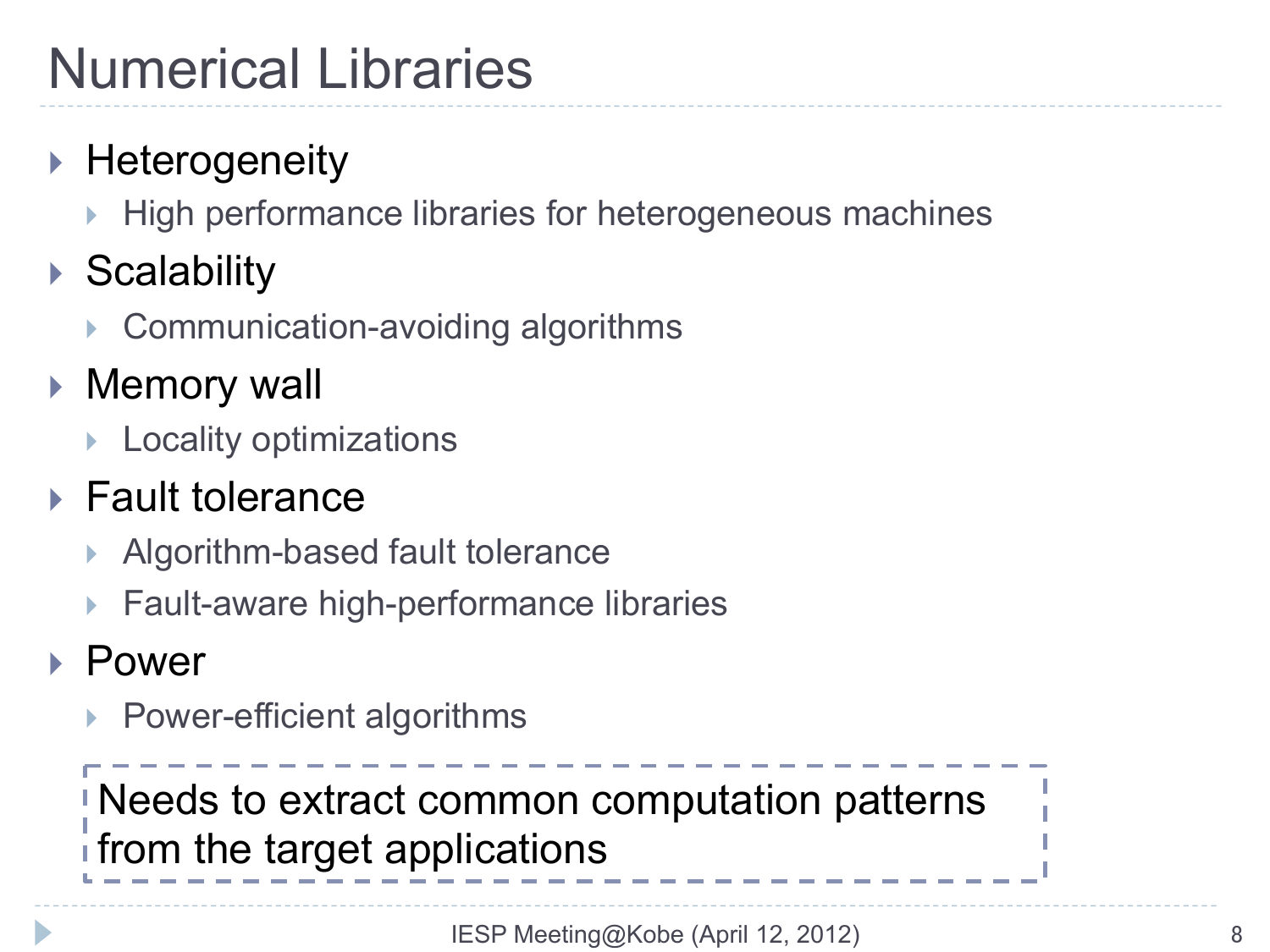# Numerical Libraries

- Heterogeneity
  - High performance libraries for heterogeneous machines
- Scalability
  - Communication-avoiding algorithms
- Memory wall
  - Locality optimizations
- Fault tolerance
  - Algorithm-based fault tolerance
  - Fault-aware high-performance libraries
- Power
  - Power-efficient algorithms

Needs to extract common computation patterns from the target applications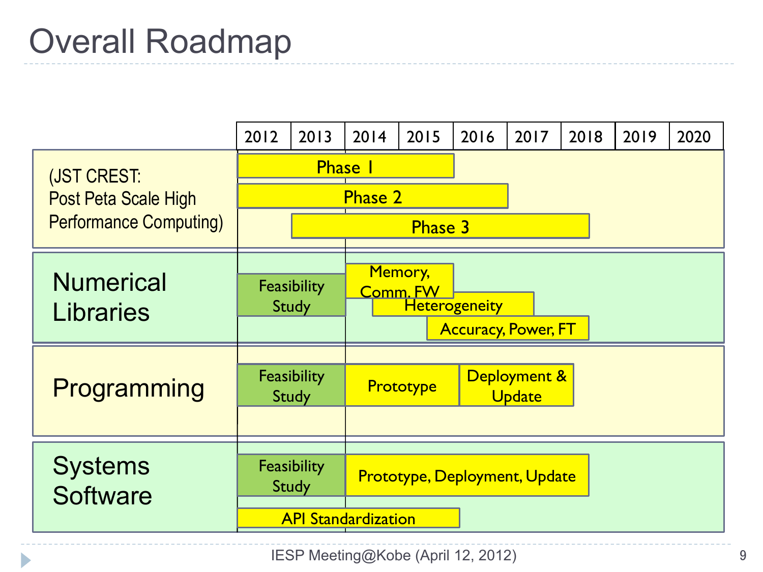# Overall Roadmap

2012
2013
2014
2015
2016
2017
2018
2019
2020

(JST CREST:
Post Peta Scale High
Performance Computing)

Phase 1

Phase 2

Phase 3

Numerical Libraries

Feasibility Study

Memory, Comm. FW

Heterogeneity

Accuracy, Power, FT

Programming

Feasibility Study

Prototype

Deployment & Update

Systems Software

Feasibility Study

Prototype, Deployment, Update

API Standardization

IESP Meeting@Kobe (April 12, 2012)